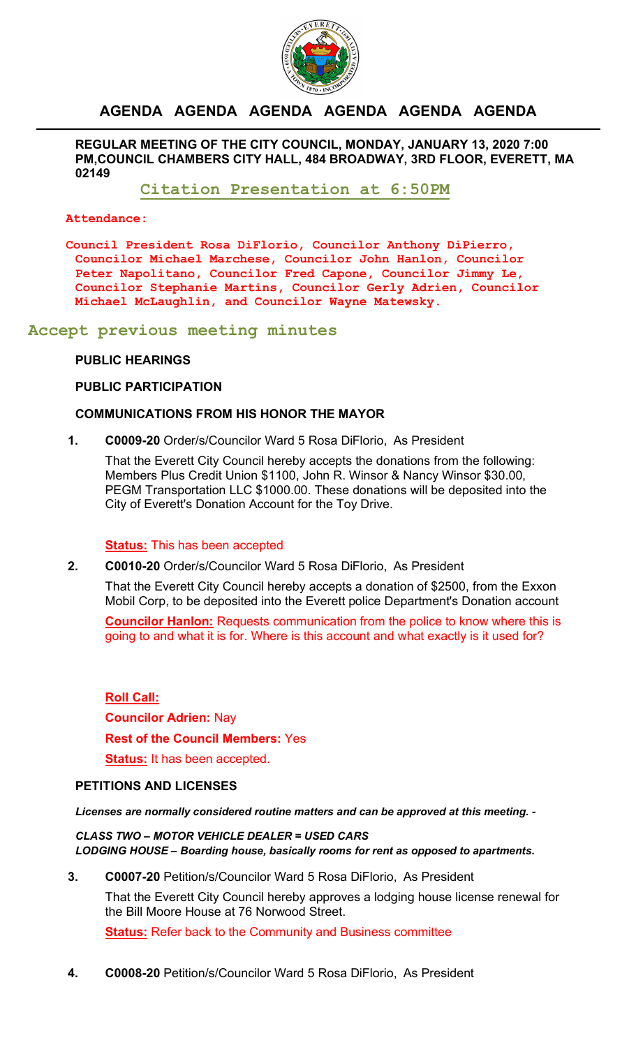# AGENDA AGENDA AGENDA AGENDA AGENDA AGENDA

**REGULAR MEETING OF THE CITY COUNCIL, MONDAY, JANUARY 13, 2020 7:00 PM,COUNCIL CHAMBERS CITY HALL, 484 BROADWAY, 3RD FLOOR, EVERETT, MA 02149**

## Citation Presentation at 6:50PM

**Attendance:**

**Council President Rosa DiFlorio, Councilor Anthony DiPierro, Councilor Michael Marchese, Councilor John Hanlon, Councilor Peter Napolitano, Councilor Fred Capone, Councilor Jimmy Le, Councilor Stephanie Martins, Councilor Gerly Adrien, Councilor Michael McLaughlin, and Councilor Wayne Matewsky.**

## Accept previous meeting minutes

**PUBLIC HEARINGS**

**PUBLIC PARTICIPATION**

**COMMUNICATIONS FROM HIS HONOR THE MAYOR**

1. **C0009-20** Order/s/Councilor Ward 5 Rosa DiFlorio, As President

   That the Everett City Council hereby accepts the donations from the following: Members Plus Credit Union $1100, John R. Winsor & Nancy Winsor $30.00, PEGM Transportation LLC $1000.00. These donations will be deposited into the City of Everett's Donation Account for the Toy Drive.

   **Status:** This has been accepted

2. **C0010-20** Order/s/Councilor Ward 5 Rosa DiFlorio, As President

   That the Everett City Council hereby accepts a donation of $2500, from the Exxon Mobil Corp, to be deposited into the Everett police Department's Donation account

   **Councilor Hanlon:** Requests communication from the police to know where this is going to and what it is for. Where is this account and what exactly is it used for?

   **Roll Call:**

   **Councilor Adrien:** Nay

   **Rest of the Council Members:** Yes

   **Status:** It has been accepted.

**PETITIONS AND LICENSES**

***Licenses are normally considered routine matters and can be approved at this meeting. -***

***CLASS TWO – MOTOR VEHICLE DEALER = USED CARS***
***LODGING HOUSE – Boarding house, basically rooms for rent as opposed to apartments.***

3. **C0007-20** Petition/s/Councilor Ward 5 Rosa DiFlorio, As President

   That the Everett City Council hereby approves a lodging house license renewal for the Bill Moore House at 76 Norwood Street.

   **Status:** Refer back to the Community and Business committee

4. **C0008-20** Petition/s/Councilor Ward 5 Rosa DiFlorio, As President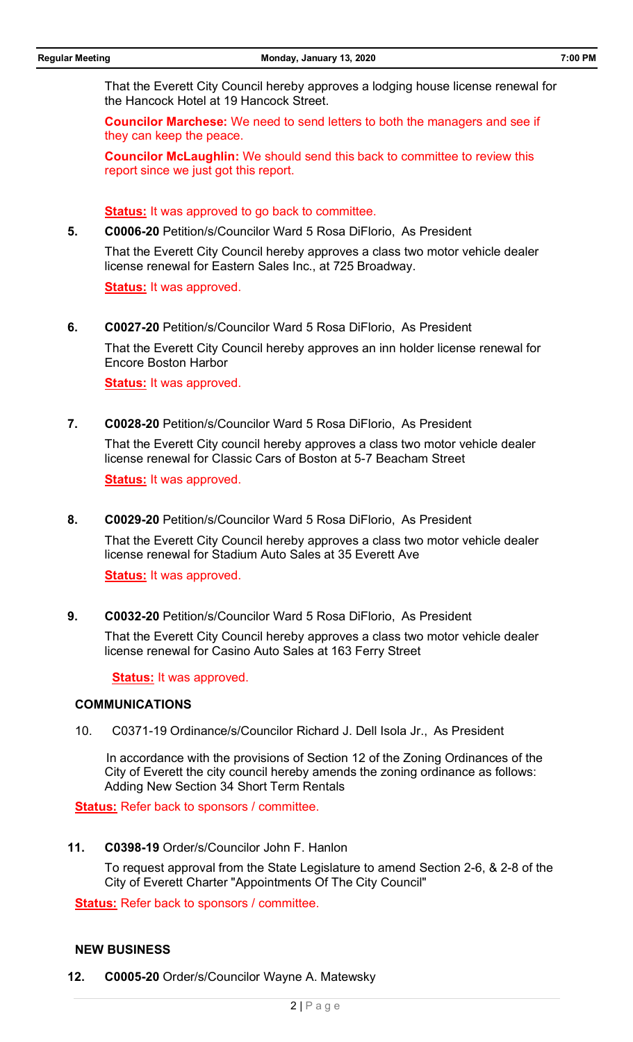That the Everett City Council hereby approves a lodging house license renewal for the Hancock Hotel at 19 Hancock Street.

**Councilor Marchese:** We need to send letters to both the managers and see if they can keep the peace.

**Councilor McLaughlin:** We should send this back to committee to review this report since we just got this report.

**Status:** It was approved to go back to committee.

**5. C0006-20** Petition/s/Councilor Ward 5 Rosa DiFlorio, As President

That the Everett City Council hereby approves a class two motor vehicle dealer license renewal for Eastern Sales Inc., at 725 Broadway.

**Status:** It was approved.

**6. C0027-20** Petition/s/Councilor Ward 5 Rosa DiFlorio, As President

That the Everett City Council hereby approves an inn holder license renewal for Encore Boston Harbor

**Status:** It was approved.

**7. C0028-20** Petition/s/Councilor Ward 5 Rosa DiFlorio, As President

That the Everett City council hereby approves a class two motor vehicle dealer license renewal for Classic Cars of Boston at 5-7 Beacham Street

**Status:** It was approved.

**8. C0029-20** Petition/s/Councilor Ward 5 Rosa DiFlorio, As President

That the Everett City Council hereby approves a class two motor vehicle dealer license renewal for Stadium Auto Sales at 35 Everett Ave

**Status:** It was approved.

**9. C0032-20** Petition/s/Councilor Ward 5 Rosa DiFlorio, As President

That the Everett City Council hereby approves a class two motor vehicle dealer license renewal for Casino Auto Sales at 163 Ferry Street

**Status:** It was approved.

## COMMUNICATIONS

10. C0371-19 Ordinance/s/Councilor Richard J. Dell Isola Jr., As President

In accordance with the provisions of Section 12 of the Zoning Ordinances of the City of Everett the city council hereby amends the zoning ordinance as follows: Adding New Section 34 Short Term Rentals

**Status:** Refer back to sponsors / committee.

**11. C0398-19** Order/s/Councilor John F. Hanlon

To request approval from the State Legislature to amend Section 2-6, & 2-8 of the City of Everett Charter "Appointments Of The City Council"

**Status:** Refer back to sponsors / committee.

## NEW BUSINESS

**12. C0005-20** Order/s/Councilor Wayne A. Matewsky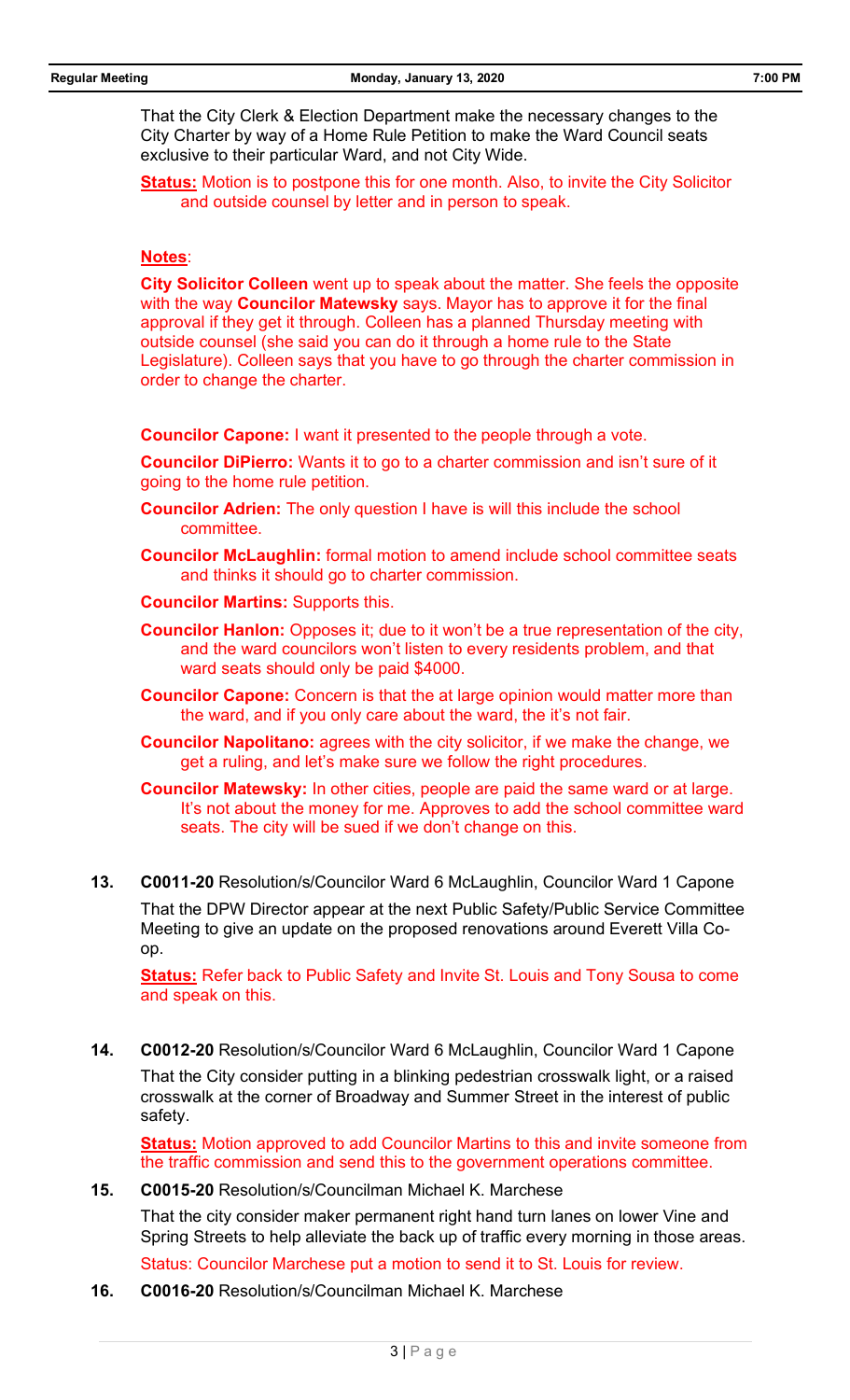That the City Clerk & Election Department make the necessary changes to the City Charter by way of a Home Rule Petition to make the Ward Council seats exclusive to their particular Ward, and not City Wide.

**Status:** Motion is to postpone this for one month. Also, to invite the City Solicitor and outside counsel by letter and in person to speak.

**Notes**:

**City Solicitor Colleen** went up to speak about the matter. She feels the opposite with the way **Councilor Matewsky** says. Mayor has to approve it for the final approval if they get it through. Colleen has a planned Thursday meeting with outside counsel (she said you can do it through a home rule to the State Legislature). Colleen says that you have to go through the charter commission in order to change the charter.

**Councilor Capone:** I want it presented to the people through a vote.

**Councilor DiPierro:** Wants it to go to a charter commission and isn't sure of it going to the home rule petition.

**Councilor Adrien:** The only question I have is will this include the school committee.

**Councilor McLaughlin:** formal motion to amend include school committee seats and thinks it should go to charter commission.

**Councilor Martins:** Supports this.

**Councilor Hanlon:** Opposes it; due to it won't be a true representation of the city, and the ward councilors won't listen to every residents problem, and that ward seats should only be paid $4000.

**Councilor Capone:** Concern is that the at large opinion would matter more than the ward, and if you only care about the ward, the it's not fair.

**Councilor Napolitano:** agrees with the city solicitor, if we make the change, we get a ruling, and let's make sure we follow the right procedures.

**Councilor Matewsky:** In other cities, people are paid the same ward or at large. It's not about the money for me. Approves to add the school committee ward seats. The city will be sued if we don't change on this.

**13. C0011-20** Resolution/s/Councilor Ward 6 McLaughlin, Councilor Ward 1 Capone

That the DPW Director appear at the next Public Safety/Public Service Committee Meeting to give an update on the proposed renovations around Everett Villa Co-op.

**Status:** Refer back to Public Safety and Invite St. Louis and Tony Sousa to come and speak on this.

**14. C0012-20** Resolution/s/Councilor Ward 6 McLaughlin, Councilor Ward 1 Capone

That the City consider putting in a blinking pedestrian crosswalk light, or a raised crosswalk at the corner of Broadway and Summer Street in the interest of public safety.

**Status:** Motion approved to add Councilor Martins to this and invite someone from the traffic commission and send this to the government operations committee.

**15. C0015-20** Resolution/s/Councilman Michael K. Marchese

That the city consider maker permanent right hand turn lanes on lower Vine and Spring Streets to help alleviate the back up of traffic every morning in those areas.

Status: Councilor Marchese put a motion to send it to St. Louis for review.

**16. C0016-20** Resolution/s/Councilman Michael K. Marchese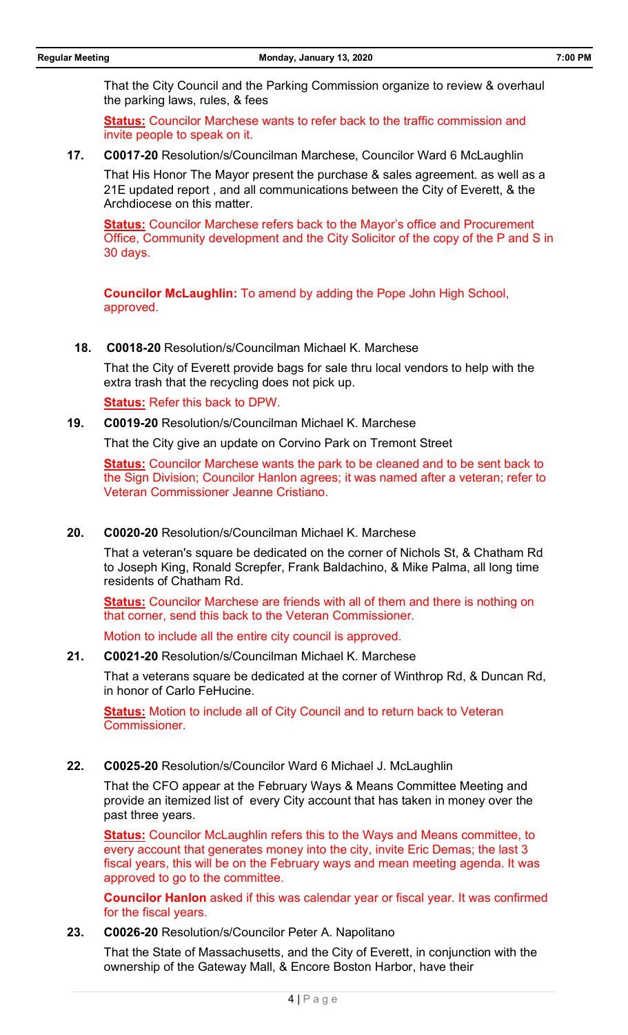That the City Council and the Parking Commission organize to review & overhaul the parking laws, rules, & fees

**Status:** Councilor Marchese wants to refer back to the traffic commission and invite people to speak on it.

**17.** **C0017-20** Resolution/s/Councilman Marchese, Councilor Ward 6 McLaughlin

That His Honor The Mayor present the purchase & sales agreement. as well as a 21E updated report , and all communications between the City of Everett, & the Archdiocese on this matter.

**Status:** Councilor Marchese refers back to the Mayor's office and Procurement Office, Community development and the City Solicitor of the copy of the P and S in 30 days.

**Councilor McLaughlin:** To amend by adding the Pope John High School, approved.

**18.** **C0018-20** Resolution/s/Councilman Michael K. Marchese

That the City of Everett provide bags for sale thru local vendors to help with the extra trash that the recycling does not pick up.

**Status:** Refer this back to DPW.

**19.** **C0019-20** Resolution/s/Councilman Michael K. Marchese

That the City give an update on Corvino Park on Tremont Street

**Status:** Councilor Marchese wants the park to be cleaned and to be sent back to the Sign Division; Councilor Hanlon agrees; it was named after a veteran; refer to Veteran Commissioner Jeanne Cristiano.

**20.** **C0020-20** Resolution/s/Councilman Michael K. Marchese

That a veteran's square be dedicated on the corner of Nichols St, & Chatham Rd to Joseph King, Ronald Screpfer, Frank Baldachino, & Mike Palma, all long time residents of Chatham Rd.

**Status:** Councilor Marchese are friends with all of them and there is nothing on that corner, send this back to the Veteran Commissioner.

Motion to include all the entire city council is approved.

**21.** **C0021-20** Resolution/s/Councilman Michael K. Marchese

That a veterans square be dedicated at the corner of Winthrop Rd, & Duncan Rd, in honor of Carlo FeHucine.

**Status:** Motion to include all of City Council and to return back to Veteran Commissioner.

**22.** **C0025-20** Resolution/s/Councilor Ward 6 Michael J. McLaughlin

That the CFO appear at the February Ways & Means Committee Meeting and provide an itemized list of every City account that has taken in money over the past three years.

**Status:** Councilor McLaughlin refers this to the Ways and Means committee, to every account that generates money into the city, invite Eric Demas; the last 3 fiscal years, this will be on the February ways and mean meeting agenda. It was approved to go to the committee.

**Councilor Hanlon** asked if this was calendar year or fiscal year. It was confirmed for the fiscal years.

**23.** **C0026-20** Resolution/s/Councilor Peter A. Napolitano

That the State of Massachusetts, and the City of Everett, in conjunction with the ownership of the Gateway Mall, & Encore Boston Harbor, have their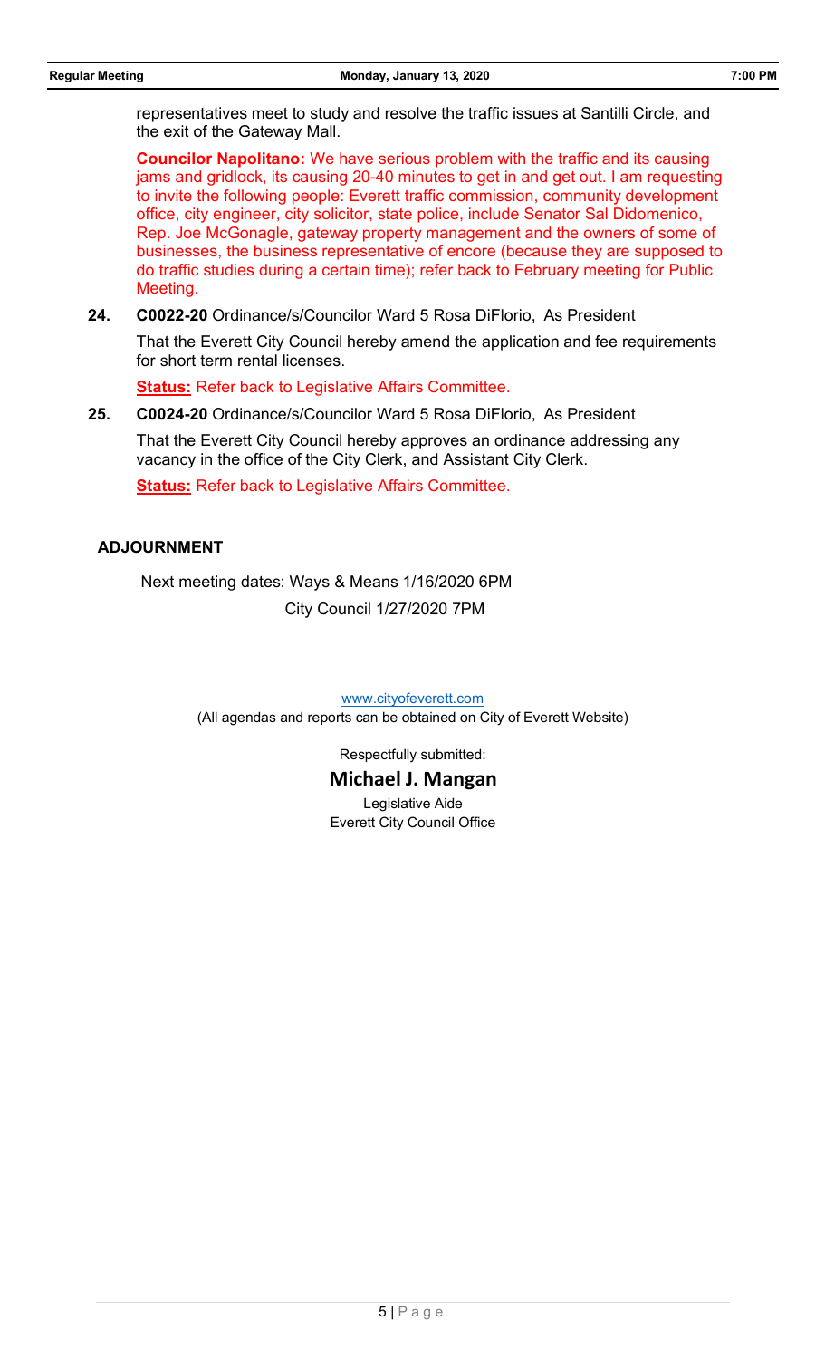representatives meet to study and resolve the traffic issues at Santilli Circle, and the exit of the Gateway Mall.

**Councilor Napolitano:** We have serious problem with the traffic and its causing jams and gridlock, its causing 20-40 minutes to get in and get out. I am requesting to invite the following people: Everett traffic commission, community development office, city engineer, city solicitor, state police, include Senator Sal Didomenico, Rep. Joe McGonagle, gateway property management and the owners of some of businesses, the business representative of encore (because they are supposed to do traffic studies during a certain time); refer back to February meeting for Public Meeting.

**24.** **C0022-20** Ordinance/s/Councilor Ward 5 Rosa DiFlorio, As President

That the Everett City Council hereby amend the application and fee requirements for short term rental licenses.

**Status:** Refer back to Legislative Affairs Committee.

**25.** **C0024-20** Ordinance/s/Councilor Ward 5 Rosa DiFlorio, As President

That the Everett City Council hereby approves an ordinance addressing any vacancy in the office of the City Clerk, and Assistant City Clerk.

**Status:** Refer back to Legislative Affairs Committee.

## ADJOURNMENT

Next meeting dates: Ways & Means 1/16/2020 6PM

City Council 1/27/2020 7PM

www.cityofeverett.com

(All agendas and reports can be obtained on City of Everett Website)

Respectfully submitted:

**Michael J. Mangan**

Legislative Aide

Everett City Council Office